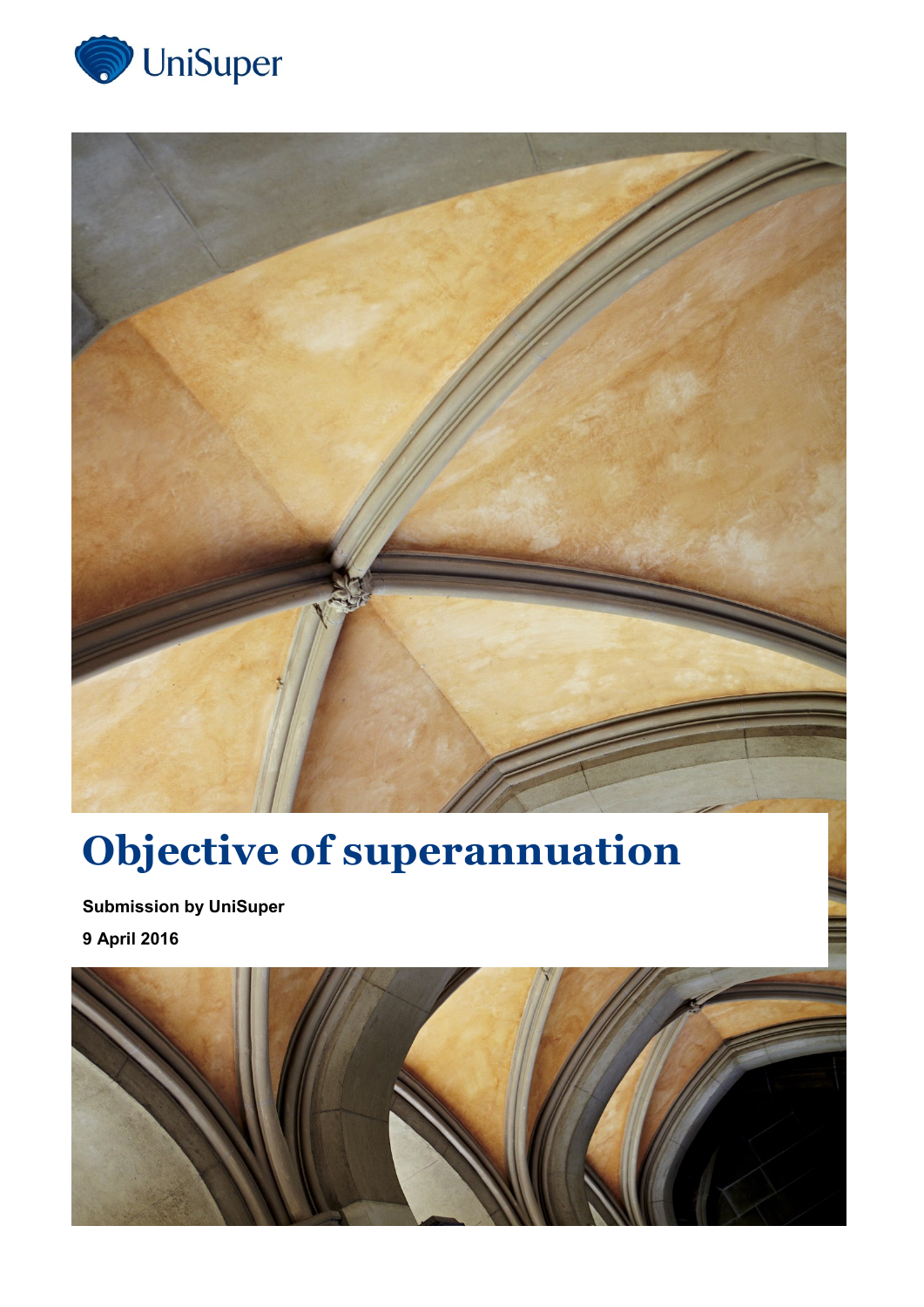UniSuper

# Objective of superannuation

**Submission by UniSuper**

**9 April 2016**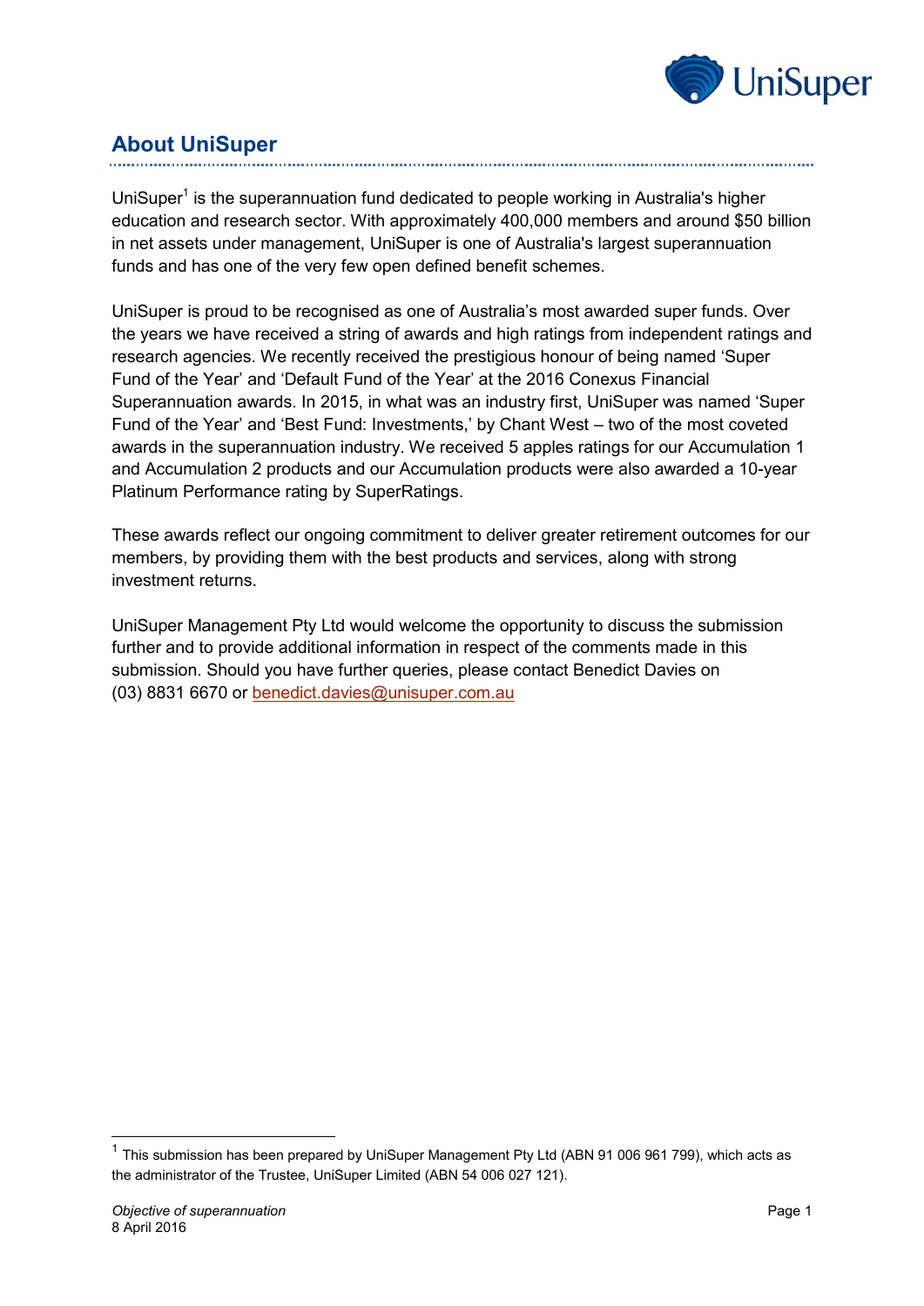## About UniSuper

UniSuper[1] is the superannuation fund dedicated to people working in Australia's higher education and research sector. With approximately 400,000 members and around $50 billion in net assets under management, UniSuper is one of Australia's largest superannuation funds and has one of the very few open defined benefit schemes.

UniSuper is proud to be recognised as one of Australia's most awarded super funds. Over the years we have received a string of awards and high ratings from independent ratings and research agencies. We recently received the prestigious honour of being named 'Super Fund of the Year' and 'Default Fund of the Year' at the 2016 Conexus Financial Superannuation awards. In 2015, in what was an industry first, UniSuper was named 'Super Fund of the Year' and 'Best Fund: Investments,' by Chant West – two of the most coveted awards in the superannuation industry. We received 5 apples ratings for our Accumulation 1 and Accumulation 2 products and our Accumulation products were also awarded a 10-year Platinum Performance rating by SuperRatings.

These awards reflect our ongoing commitment to deliver greater retirement outcomes for our members, by providing them with the best products and services, along with strong investment returns.

UniSuper Management Pty Ltd would welcome the opportunity to discuss the submission further and to provide additional information in respect of the comments made in this submission. Should you have further queries, please contact Benedict Davies on (03) 8831 6670 or benedict.davies@unisuper.com.au

---

[1] This submission has been prepared by UniSuper Management Pty Ltd (ABN 91 006 961 799), which acts as the administrator of the Trustee, UniSuper Limited (ABN 54 006 027 121).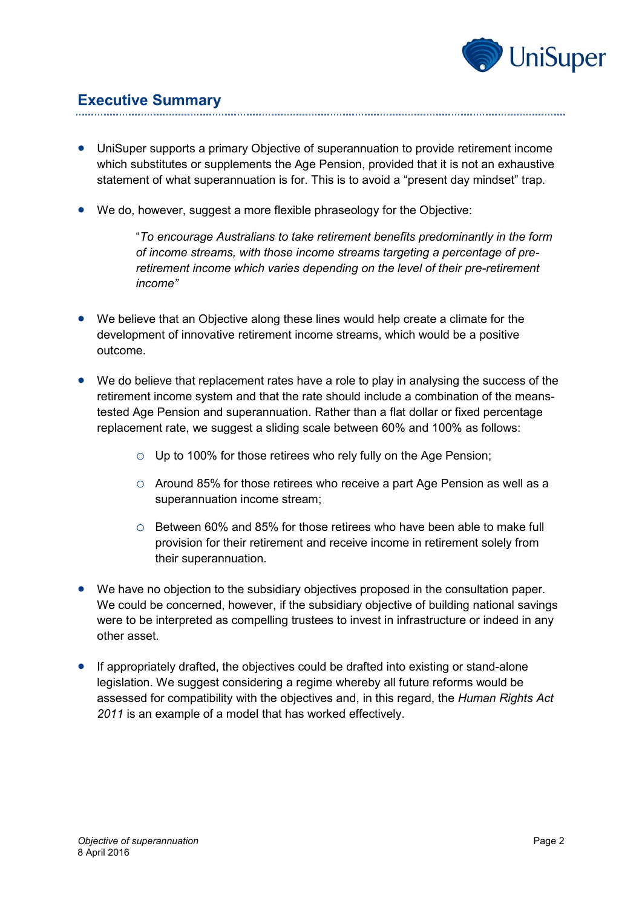## Executive Summary

- UniSuper supports a primary Objective of superannuation to provide retirement income which substitutes or supplements the Age Pension, provided that it is not an exhaustive statement of what superannuation is for. This is to avoid a "present day mindset" trap.

- We do, however, suggest a more flexible phraseology for the Objective:

  > "*To encourage Australians to take retirement benefits predominantly in the form of income streams, with those income streams targeting a percentage of pre-retirement income which varies depending on the level of their pre-retirement income"*

- We believe that an Objective along these lines would help create a climate for the development of innovative retirement income streams, which would be a positive outcome.

- We do believe that replacement rates have a role to play in analysing the success of the retirement income system and that the rate should include a combination of the means-tested Age Pension and superannuation. Rather than a flat dollar or fixed percentage replacement rate, we suggest a sliding scale between 60% and 100% as follows:
  - Up to 100% for those retirees who rely fully on the Age Pension;
  - Around 85% for those retirees who receive a part Age Pension as well as a superannuation income stream;
  - Between 60% and 85% for those retirees who have been able to make full provision for their retirement and receive income in retirement solely from their superannuation.

- We have no objection to the subsidiary objectives proposed in the consultation paper. We could be concerned, however, if the subsidiary objective of building national savings were to be interpreted as compelling trustees to invest in infrastructure or indeed in any other asset.

- If appropriately drafted, the objectives could be drafted into existing or stand-alone legislation. We suggest considering a regime whereby all future reforms would be assessed for compatibility with the objectives and, in this regard, the *Human Rights Act 2011* is an example of a model that has worked effectively.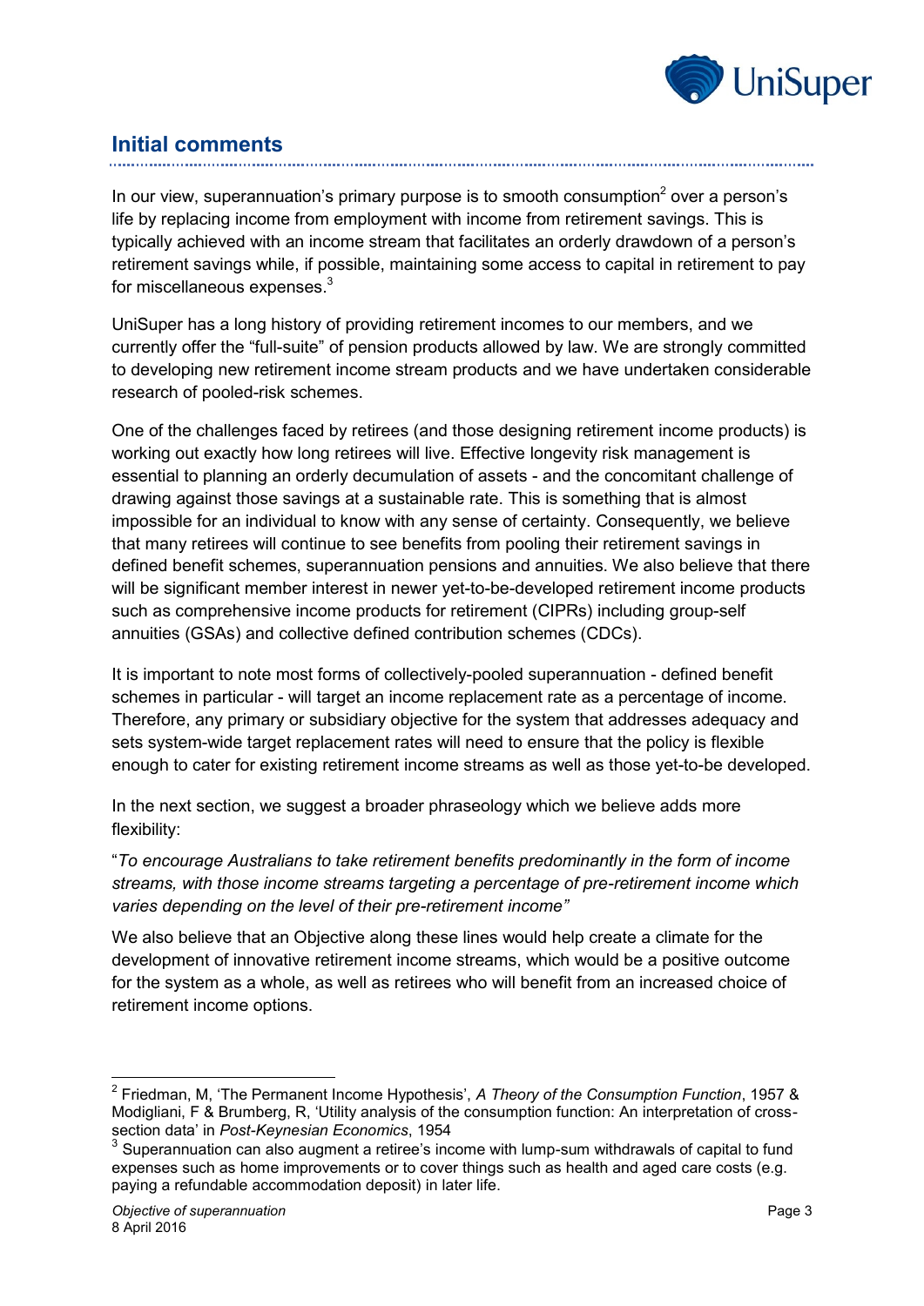## Initial comments

In our view, superannuation's primary purpose is to smooth consumption[2] over a person's life by replacing income from employment with income from retirement savings. This is typically achieved with an income stream that facilitates an orderly drawdown of a person's retirement savings while, if possible, maintaining some access to capital in retirement to pay for miscellaneous expenses.[3]

UniSuper has a long history of providing retirement incomes to our members, and we currently offer the "full-suite" of pension products allowed by law. We are strongly committed to developing new retirement income stream products and we have undertaken considerable research of pooled-risk schemes.

One of the challenges faced by retirees (and those designing retirement income products) is working out exactly how long retirees will live. Effective longevity risk management is essential to planning an orderly decumulation of assets - and the concomitant challenge of drawing against those savings at a sustainable rate. This is something that is almost impossible for an individual to know with any sense of certainty. Consequently, we believe that many retirees will continue to see benefits from pooling their retirement savings in defined benefit schemes, superannuation pensions and annuities. We also believe that there will be significant member interest in newer yet-to-be-developed retirement income products such as comprehensive income products for retirement (CIPRs) including group-self annuities (GSAs) and collective defined contribution schemes (CDCs).

It is important to note most forms of collectively-pooled superannuation - defined benefit schemes in particular - will target an income replacement rate as a percentage of income. Therefore, any primary or subsidiary objective for the system that addresses adequacy and sets system-wide target replacement rates will need to ensure that the policy is flexible enough to cater for existing retirement income streams as well as those yet-to-be developed.

In the next section, we suggest a broader phraseology which we believe adds more flexibility:

"*To encourage Australians to take retirement benefits predominantly in the form of income streams, with those income streams targeting a percentage of pre-retirement income which varies depending on the level of their pre-retirement income"*

We also believe that an Objective along these lines would help create a climate for the development of innovative retirement income streams, which would be a positive outcome for the system as a whole, as well as retirees who will benefit from an increased choice of retirement income options.

---

[2] Friedman, M, 'The Permanent Income Hypothesis', *A Theory of the Consumption Function*, 1957 & Modigliani, F & Brumberg, R, 'Utility analysis of the consumption function: An interpretation of cross-section data' in *Post-Keynesian Economics*, 1954

[3] Superannuation can also augment a retiree's income with lump-sum withdrawals of capital to fund expenses such as home improvements or to cover things such as health and aged care costs (e.g. paying a refundable accommodation deposit) in later life.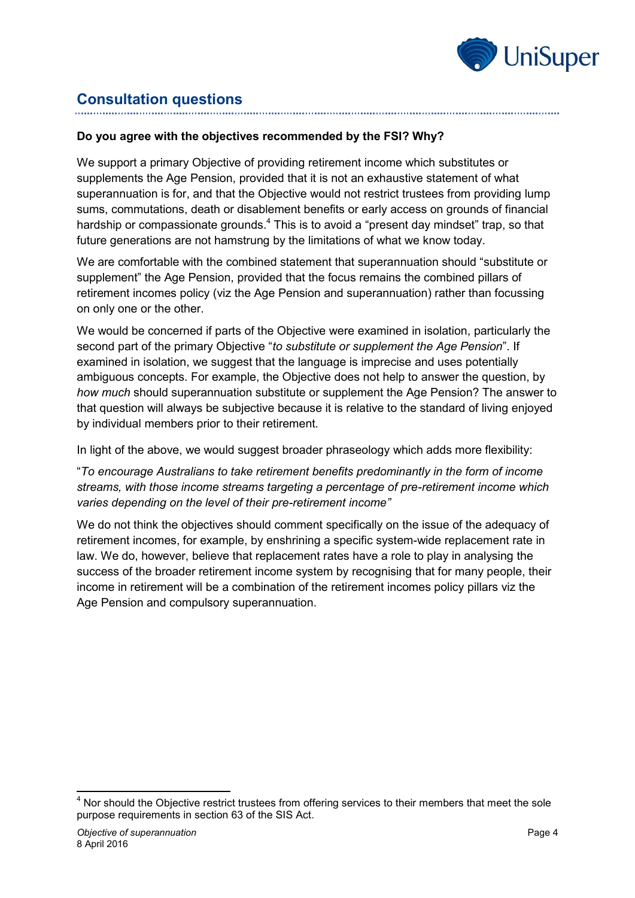## Consultation questions

**Do you agree with the objectives recommended by the FSI? Why?**

We support a primary Objective of providing retirement income which substitutes or supplements the Age Pension, provided that it is not an exhaustive statement of what superannuation is for, and that the Objective would not restrict trustees from providing lump sums, commutations, death or disablement benefits or early access on grounds of financial hardship or compassionate grounds.[4] This is to avoid a "present day mindset" trap, so that future generations are not hamstrung by the limitations of what we know today.

We are comfortable with the combined statement that superannuation should "substitute or supplement" the Age Pension, provided that the focus remains the combined pillars of retirement incomes policy (viz the Age Pension and superannuation) rather than focussing on only one or the other.

We would be concerned if parts of the Objective were examined in isolation, particularly the second part of the primary Objective "*to substitute or supplement the Age Pension*". If examined in isolation, we suggest that the language is imprecise and uses potentially ambiguous concepts. For example, the Objective does not help to answer the question, by *how much* should superannuation substitute or supplement the Age Pension? The answer to that question will always be subjective because it is relative to the standard of living enjoyed by individual members prior to their retirement.

In light of the above, we would suggest broader phraseology which adds more flexibility:

"*To encourage Australians to take retirement benefits predominantly in the form of income streams, with those income streams targeting a percentage of pre-retirement income which varies depending on the level of their pre-retirement income"*

We do not think the objectives should comment specifically on the issue of the adequacy of retirement incomes, for example, by enshrining a specific system-wide replacement rate in law. We do, however, believe that replacement rates have a role to play in analysing the success of the broader retirement income system by recognising that for many people, their income in retirement will be a combination of the retirement incomes policy pillars viz the Age Pension and compulsory superannuation.

---

[4] Nor should the Objective restrict trustees from offering services to their members that meet the sole purpose requirements in section 63 of the SIS Act.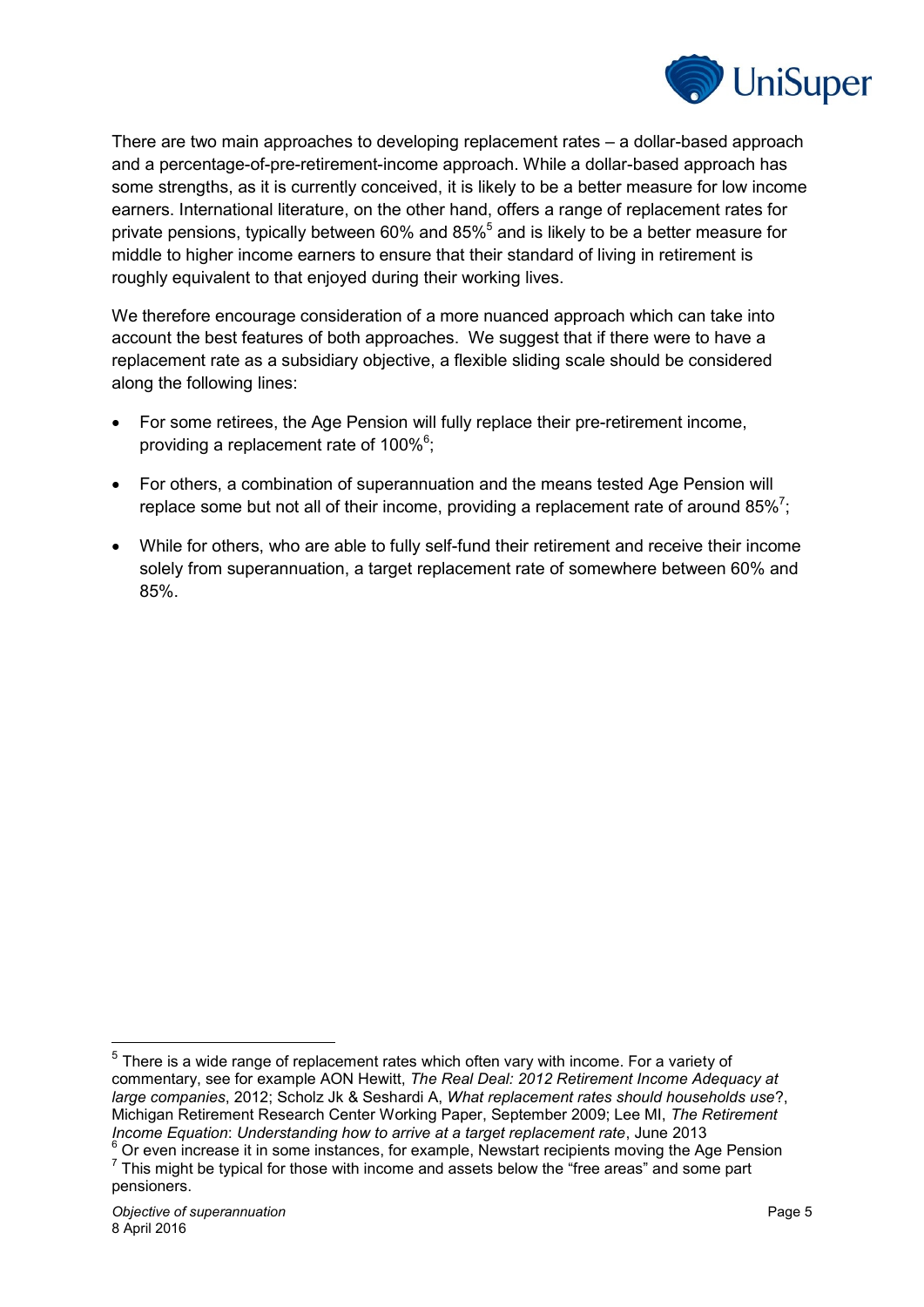There are two main approaches to developing replacement rates – a dollar-based approach and a percentage-of-pre-retirement-income approach. While a dollar-based approach has some strengths, as it is currently conceived, it is likely to be a better measure for low income earners. International literature, on the other hand, offers a range of replacement rates for private pensions, typically between 60% and 85%[5] and is likely to be a better measure for middle to higher income earners to ensure that their standard of living in retirement is roughly equivalent to that enjoyed during their working lives.

We therefore encourage consideration of a more nuanced approach which can take into account the best features of both approaches. We suggest that if there were to have a replacement rate as a subsidiary objective, a flexible sliding scale should be considered along the following lines:

- For some retirees, the Age Pension will fully replace their pre-retirement income, providing a replacement rate of 100%[6];
- For others, a combination of superannuation and the means tested Age Pension will replace some but not all of their income, providing a replacement rate of around 85%[7];
- While for others, who are able to fully self-fund their retirement and receive their income solely from superannuation, a target replacement rate of somewhere between 60% and 85%.

---

[5] There is a wide range of replacement rates which often vary with income. For a variety of commentary, see for example AON Hewitt, *The Real Deal: 2012 Retirement Income Adequacy at large companies*, 2012; Scholz Jk & Seshardi A, *What replacement rates should households use*?, Michigan Retirement Research Center Working Paper, September 2009; Lee MI, *The Retirement Income Equation*: *Understanding how to arrive at a target replacement rate*, June 2013

[6] Or even increase it in some instances, for example, Newstart recipients moving the Age Pension

[7] This might be typical for those with income and assets below the "free areas" and some part pensioners.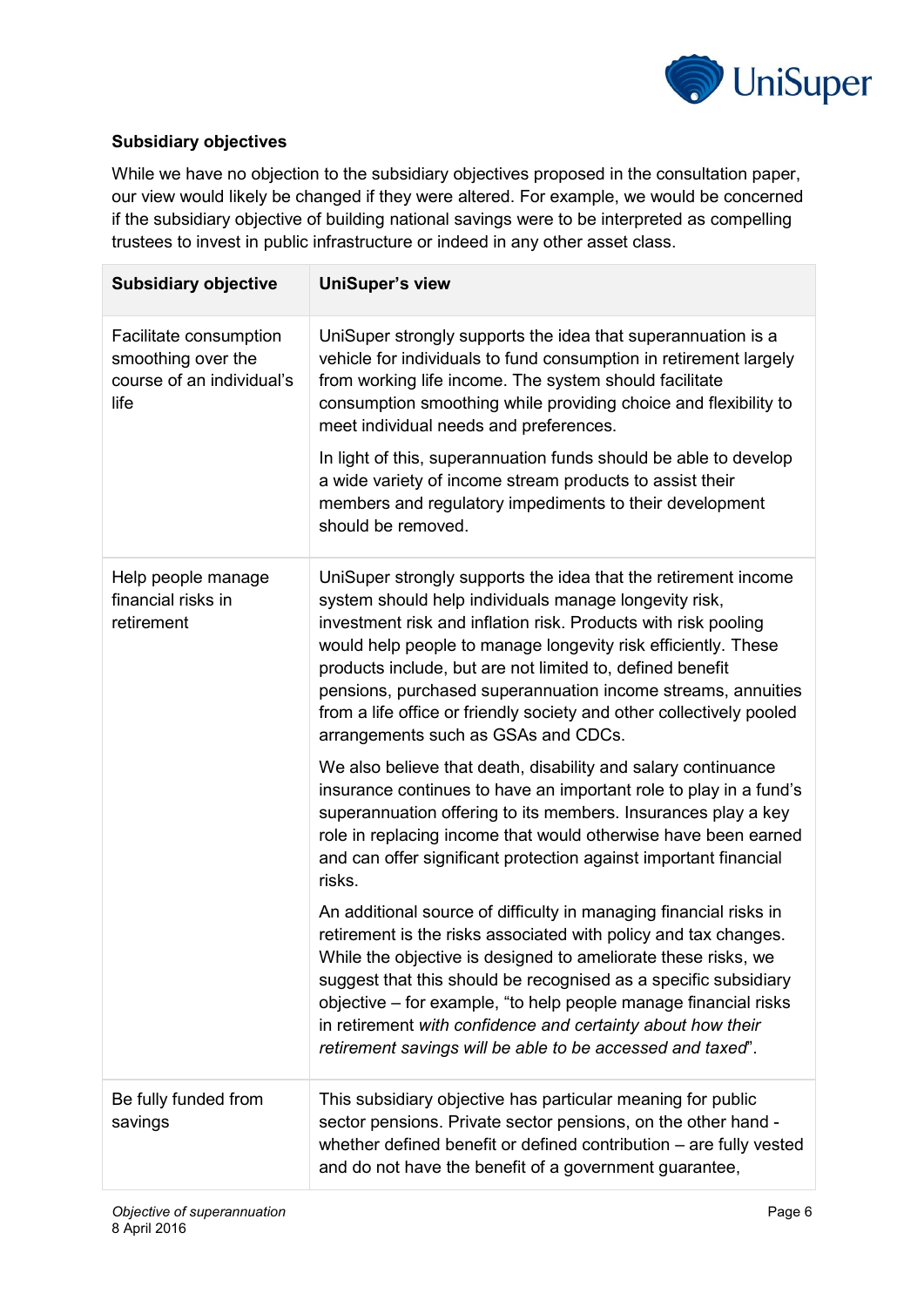**Subsidiary objectives**

While we have no objection to the subsidiary objectives proposed in the consultation paper, our view would likely be changed if they were altered. For example, we would be concerned if the subsidiary objective of building national savings were to be interpreted as compelling trustees to invest in public infrastructure or indeed in any other asset class.

| Subsidiary objective | UniSuper's view |
|---|---|
| Facilitate consumption smoothing over the course of an individual's life | UniSuper strongly supports the idea that superannuation is a vehicle for individuals to fund consumption in retirement largely from working life income. The system should facilitate consumption smoothing while providing choice and flexibility to meet individual needs and preferences.<br><br>In light of this, superannuation funds should be able to develop a wide variety of income stream products to assist their members and regulatory impediments to their development should be removed. |
| Help people manage financial risks in retirement | UniSuper strongly supports the idea that the retirement income system should help individuals manage longevity risk, investment risk and inflation risk. Products with risk pooling would help people to manage longevity risk efficiently. These products include, but are not limited to, defined benefit pensions, purchased superannuation income streams, annuities from a life office or friendly society and other collectively pooled arrangements such as GSAs and CDCs.<br><br>We also believe that death, disability and salary continuance insurance continues to have an important role to play in a fund's superannuation offering to its members. Insurances play a key role in replacing income that would otherwise have been earned and can offer significant protection against important financial risks.<br><br>An additional source of difficulty in managing financial risks in retirement is the risks associated with policy and tax changes. While the objective is designed to ameliorate these risks, we suggest that this should be recognised as a specific subsidiary objective – for example, "to help people manage financial risks in retirement *with confidence and certainty about how their retirement savings will be able to be accessed and taxed*". |
| Be fully funded from savings | This subsidiary objective has particular meaning for public sector pensions. Private sector pensions, on the other hand - whether defined benefit or defined contribution – are fully vested and do not have the benefit of a government guarantee, |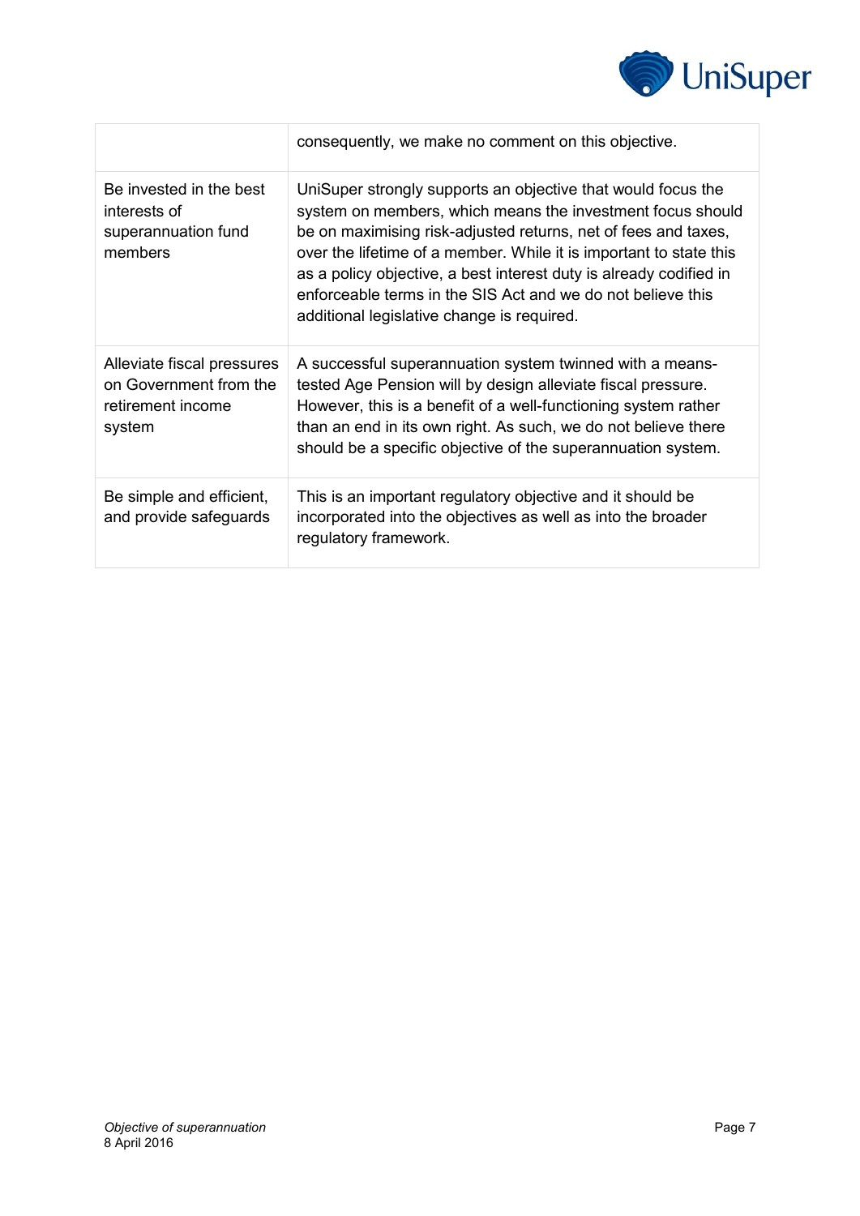| | |
|---|---|
| | consequently, we make no comment on this objective. |
| Be invested in the best interests of superannuation fund members | UniSuper strongly supports an objective that would focus the system on members, which means the investment focus should be on maximising risk-adjusted returns, net of fees and taxes, over the lifetime of a member. While it is important to state this as a policy objective, a best interest duty is already codified in enforceable terms in the SIS Act and we do not believe this additional legislative change is required. |
| Alleviate fiscal pressures on Government from the retirement income system | A successful superannuation system twinned with a means-tested Age Pension will by design alleviate fiscal pressure. However, this is a benefit of a well-functioning system rather than an end in its own right. As such, we do not believe there should be a specific objective of the superannuation system. |
| Be simple and efficient, and provide safeguards | This is an important regulatory objective and it should be incorporated into the objectives as well as into the broader regulatory framework. |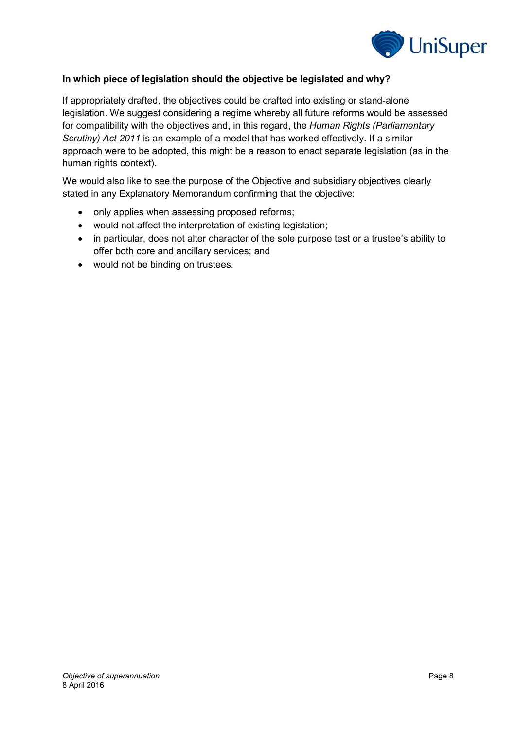**In which piece of legislation should the objective be legislated and why?**

If appropriately drafted, the objectives could be drafted into existing or stand-alone legislation. We suggest considering a regime whereby all future reforms would be assessed for compatibility with the objectives and, in this regard, the *Human Rights (Parliamentary Scrutiny) Act 2011* is an example of a model that has worked effectively. If a similar approach were to be adopted, this might be a reason to enact separate legislation (as in the human rights context).

We would also like to see the purpose of the Objective and subsidiary objectives clearly stated in any Explanatory Memorandum confirming that the objective:

- only applies when assessing proposed reforms;
- would not affect the interpretation of existing legislation;
- in particular, does not alter character of the sole purpose test or a trustee's ability to offer both core and ancillary services; and
- would not be binding on trustees.